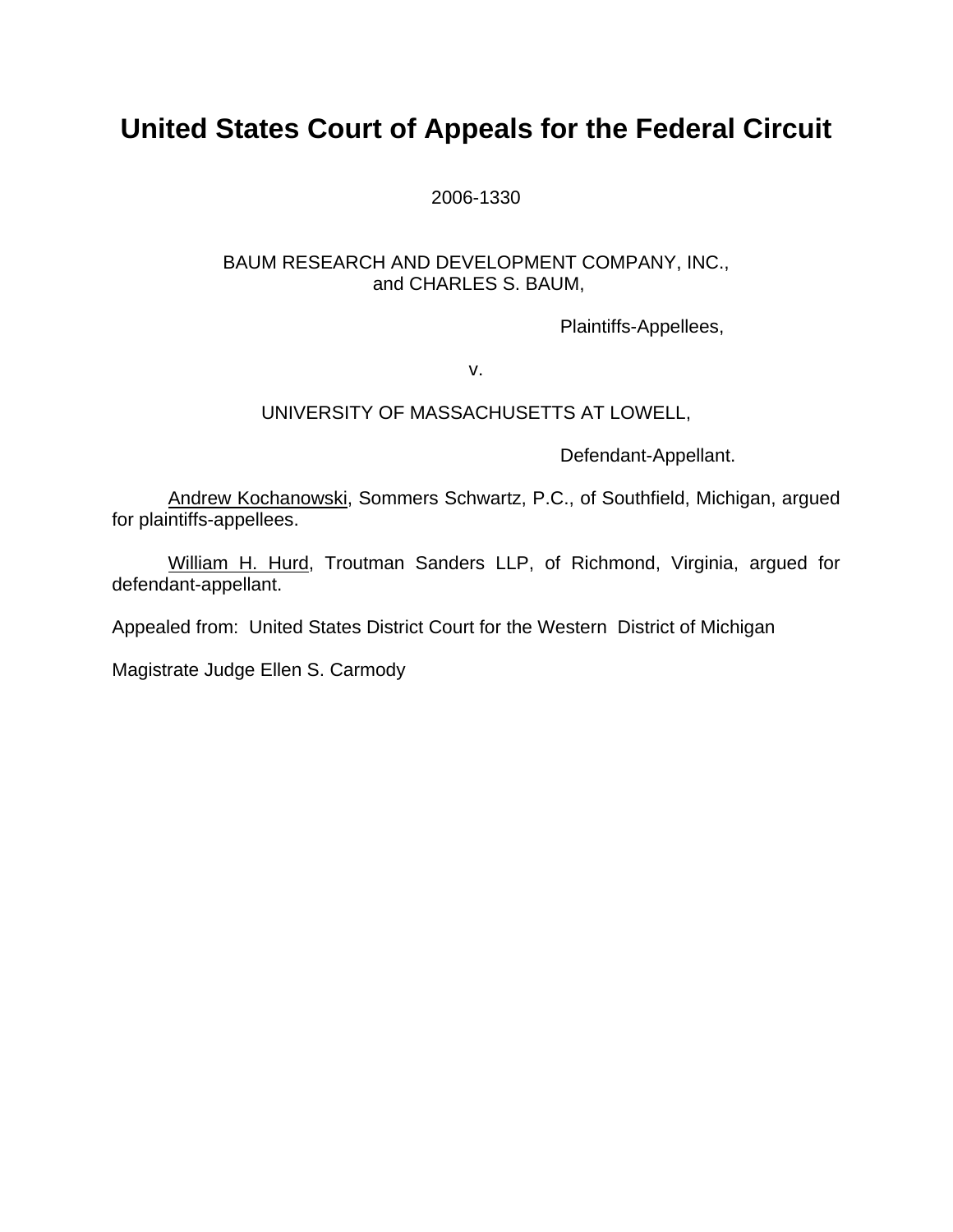# United States Court of Appeals for the Federal Circuit

2006-1330

BAUM RESEARCH AND DEVELOPMENT COMPANY, INC.,
and CHARLES S. BAUM,

Plaintiffs-Appellees,

v.

UNIVERSITY OF MASSACHUSETTS AT LOWELL,

Defendant-Appellant.

Andrew Kochanowski, Sommers Schwartz, P.C., of Southfield, Michigan, argued for plaintiffs-appellees.

William H. Hurd, Troutman Sanders LLP, of Richmond, Virginia, argued for defendant-appellant.

Appealed from: United States District Court for the Western District of Michigan

Magistrate Judge Ellen S. Carmody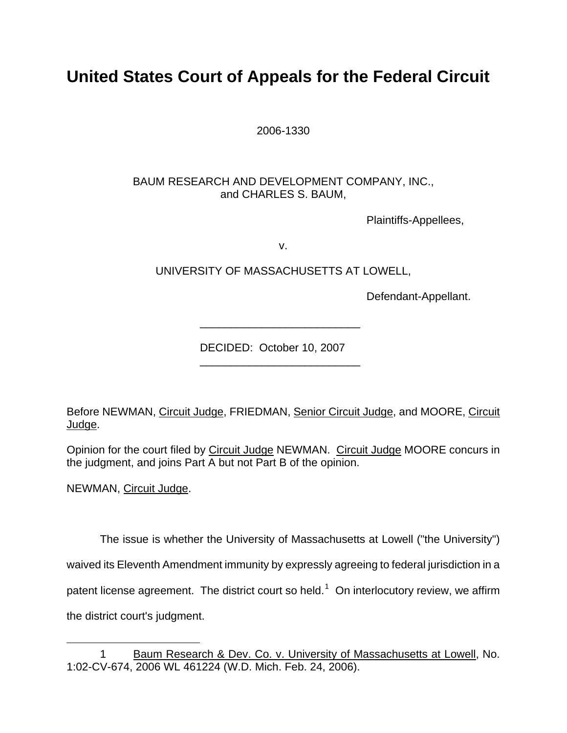# United States Court of Appeals for the Federal Circuit

2006-1330

BAUM RESEARCH AND DEVELOPMENT COMPANY, INC.,
and CHARLES S. BAUM,

Plaintiffs-Appellees,

v.

UNIVERSITY OF MASSACHUSETTS AT LOWELL,

Defendant-Appellant.

---

DECIDED: October 10, 2007

---

Before NEWMAN, Circuit Judge, FRIEDMAN, Senior Circuit Judge, and MOORE, Circuit Judge.

Opinion for the court filed by Circuit Judge NEWMAN. Circuit Judge MOORE concurs in the judgment, and joins Part A but not Part B of the opinion.

NEWMAN, Circuit Judge.

The issue is whether the University of Massachusetts at Lowell ("the University") waived its Eleventh Amendment immunity by expressly agreeing to federal jurisdiction in a patent license agreement. The district court so held.[1] On interlocutory review, we affirm the district court's judgment.

---

[1] Baum Research & Dev. Co. v. University of Massachusetts at Lowell, No. 1:02-CV-674, 2006 WL 461224 (W.D. Mich. Feb. 24, 2006).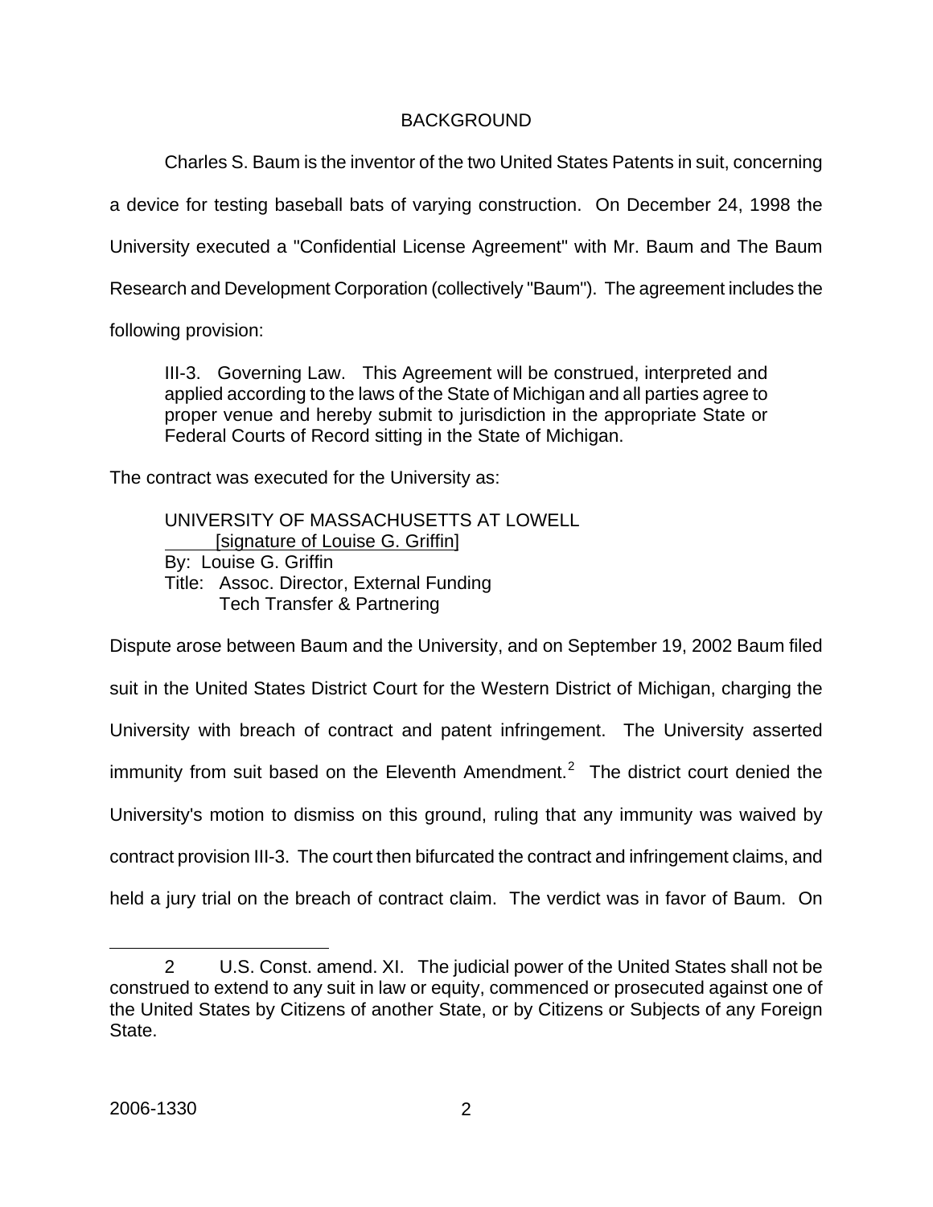## BACKGROUND

Charles S. Baum is the inventor of the two United States Patents in suit, concerning a device for testing baseball bats of varying construction. On December 24, 1998 the University executed a "Confidential License Agreement" with Mr. Baum and The Baum Research and Development Corporation (collectively "Baum"). The agreement includes the following provision:

> III-3. Governing Law. This Agreement will be construed, interpreted and applied according to the laws of the State of Michigan and all parties agree to proper venue and hereby submit to jurisdiction in the appropriate State or Federal Courts of Record sitting in the State of Michigan.

The contract was executed for the University as:

> UNIVERSITY OF MASSACHUSETTS AT LOWELL
> [signature of Louise G. Griffin]
> By: Louise G. Griffin
> Title: Assoc. Director, External Funding
> Tech Transfer & Partnering

Dispute arose between Baum and the University, and on September 19, 2002 Baum filed suit in the United States District Court for the Western District of Michigan, charging the University with breach of contract and patent infringement. The University asserted immunity from suit based on the Eleventh Amendment.[2] The district court denied the University's motion to dismiss on this ground, ruling that any immunity was waived by contract provision III-3. The court then bifurcated the contract and infringement claims, and held a jury trial on the breach of contract claim. The verdict was in favor of Baum. On

---

[2] U.S. Const. amend. XI. The judicial power of the United States shall not be construed to extend to any suit in law or equity, commenced or prosecuted against one of the United States by Citizens of another State, or by Citizens or Subjects of any Foreign State.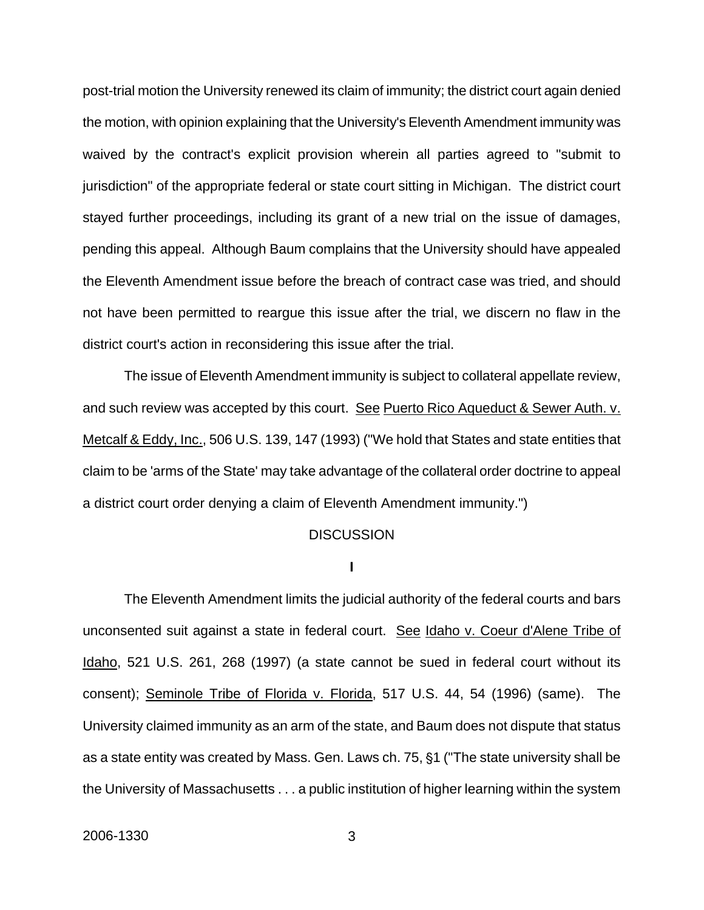post-trial motion the University renewed its claim of immunity; the district court again denied the motion, with opinion explaining that the University's Eleventh Amendment immunity was waived by the contract's explicit provision wherein all parties agreed to "submit to jurisdiction" of the appropriate federal or state court sitting in Michigan. The district court stayed further proceedings, including its grant of a new trial on the issue of damages, pending this appeal. Although Baum complains that the University should have appealed the Eleventh Amendment issue before the breach of contract case was tried, and should not have been permitted to reargue this issue after the trial, we discern no flaw in the district court's action in reconsidering this issue after the trial.

The issue of Eleventh Amendment immunity is subject to collateral appellate review, and such review was accepted by this court. See Puerto Rico Aqueduct & Sewer Auth. v. Metcalf & Eddy, Inc., 506 U.S. 139, 147 (1993) ("We hold that States and state entities that claim to be 'arms of the State' may take advantage of the collateral order doctrine to appeal a district court order denying a claim of Eleventh Amendment immunity.")

## DISCUSSION

### I

The Eleventh Amendment limits the judicial authority of the federal courts and bars unconsented suit against a state in federal court. See Idaho v. Coeur d'Alene Tribe of Idaho, 521 U.S. 261, 268 (1997) (a state cannot be sued in federal court without its consent); Seminole Tribe of Florida v. Florida, 517 U.S. 44, 54 (1996) (same). The University claimed immunity as an arm of the state, and Baum does not dispute that status as a state entity was created by Mass. Gen. Laws ch. 75, §1 ("The state university shall be the University of Massachusetts . . . a public institution of higher learning within the system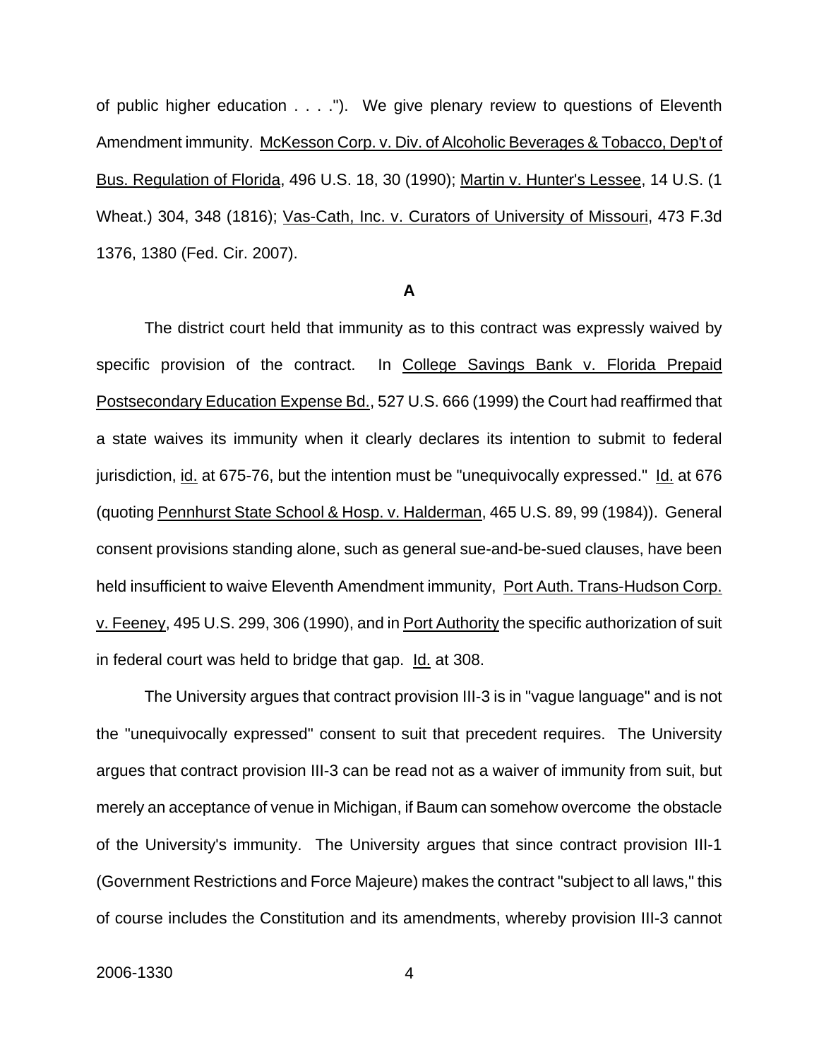of public higher education . . . ."). We give plenary review to questions of Eleventh Amendment immunity. McKesson Corp. v. Div. of Alcoholic Beverages & Tobacco, Dep't of Bus. Regulation of Florida, 496 U.S. 18, 30 (1990); Martin v. Hunter's Lessee, 14 U.S. (1 Wheat.) 304, 348 (1816); Vas-Cath, Inc. v. Curators of University of Missouri, 473 F.3d 1376, 1380 (Fed. Cir. 2007).

**A**

The district court held that immunity as to this contract was expressly waived by specific provision of the contract. In College Savings Bank v. Florida Prepaid Postsecondary Education Expense Bd., 527 U.S. 666 (1999) the Court had reaffirmed that a state waives its immunity when it clearly declares its intention to submit to federal jurisdiction, id. at 675-76, but the intention must be "unequivocally expressed." Id. at 676 (quoting Pennhurst State School & Hosp. v. Halderman, 465 U.S. 89, 99 (1984)). General consent provisions standing alone, such as general sue-and-be-sued clauses, have been held insufficient to waive Eleventh Amendment immunity, Port Auth. Trans-Hudson Corp. v. Feeney, 495 U.S. 299, 306 (1990), and in Port Authority the specific authorization of suit in federal court was held to bridge that gap. Id. at 308.

The University argues that contract provision III-3 is in "vague language" and is not the "unequivocally expressed" consent to suit that precedent requires. The University argues that contract provision III-3 can be read not as a waiver of immunity from suit, but merely an acceptance of venue in Michigan, if Baum can somehow overcome the obstacle of the University's immunity. The University argues that since contract provision III-1 (Government Restrictions and Force Majeure) makes the contract "subject to all laws," this of course includes the Constitution and its amendments, whereby provision III-3 cannot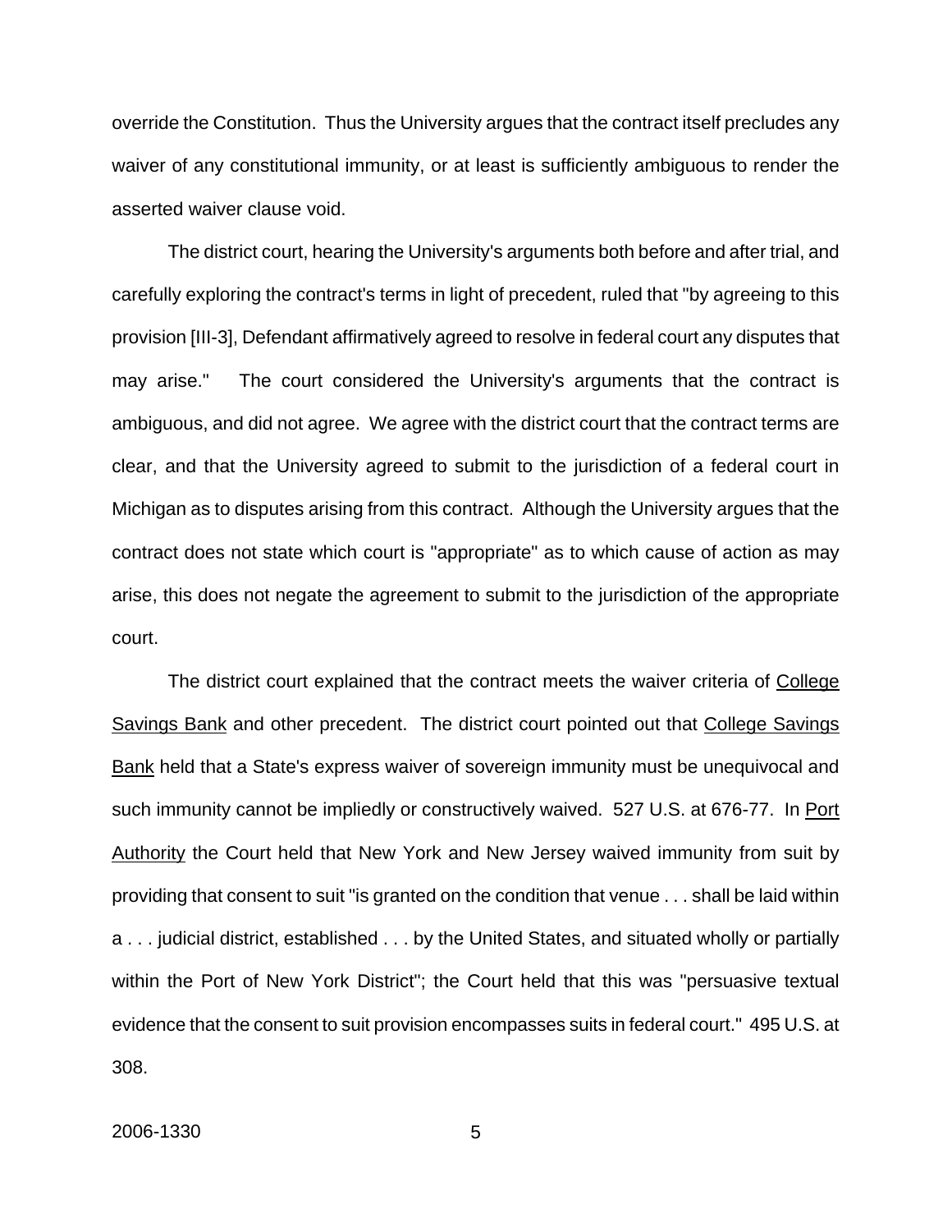override the Constitution. Thus the University argues that the contract itself precludes any waiver of any constitutional immunity, or at least is sufficiently ambiguous to render the asserted waiver clause void.

The district court, hearing the University's arguments both before and after trial, and carefully exploring the contract's terms in light of precedent, ruled that "by agreeing to this provision [III-3], Defendant affirmatively agreed to resolve in federal court any disputes that may arise." The court considered the University's arguments that the contract is ambiguous, and did not agree. We agree with the district court that the contract terms are clear, and that the University agreed to submit to the jurisdiction of a federal court in Michigan as to disputes arising from this contract. Although the University argues that the contract does not state which court is "appropriate" as to which cause of action as may arise, this does not negate the agreement to submit to the jurisdiction of the appropriate court.

The district court explained that the contract meets the waiver criteria of College Savings Bank and other precedent. The district court pointed out that College Savings Bank held that a State's express waiver of sovereign immunity must be unequivocal and such immunity cannot be impliedly or constructively waived. 527 U.S. at 676-77. In Port Authority the Court held that New York and New Jersey waived immunity from suit by providing that consent to suit "is granted on the condition that venue . . . shall be laid within a . . . judicial district, established . . . by the United States, and situated wholly or partially within the Port of New York District"; the Court held that this was "persuasive textual evidence that the consent to suit provision encompasses suits in federal court." 495 U.S. at 308.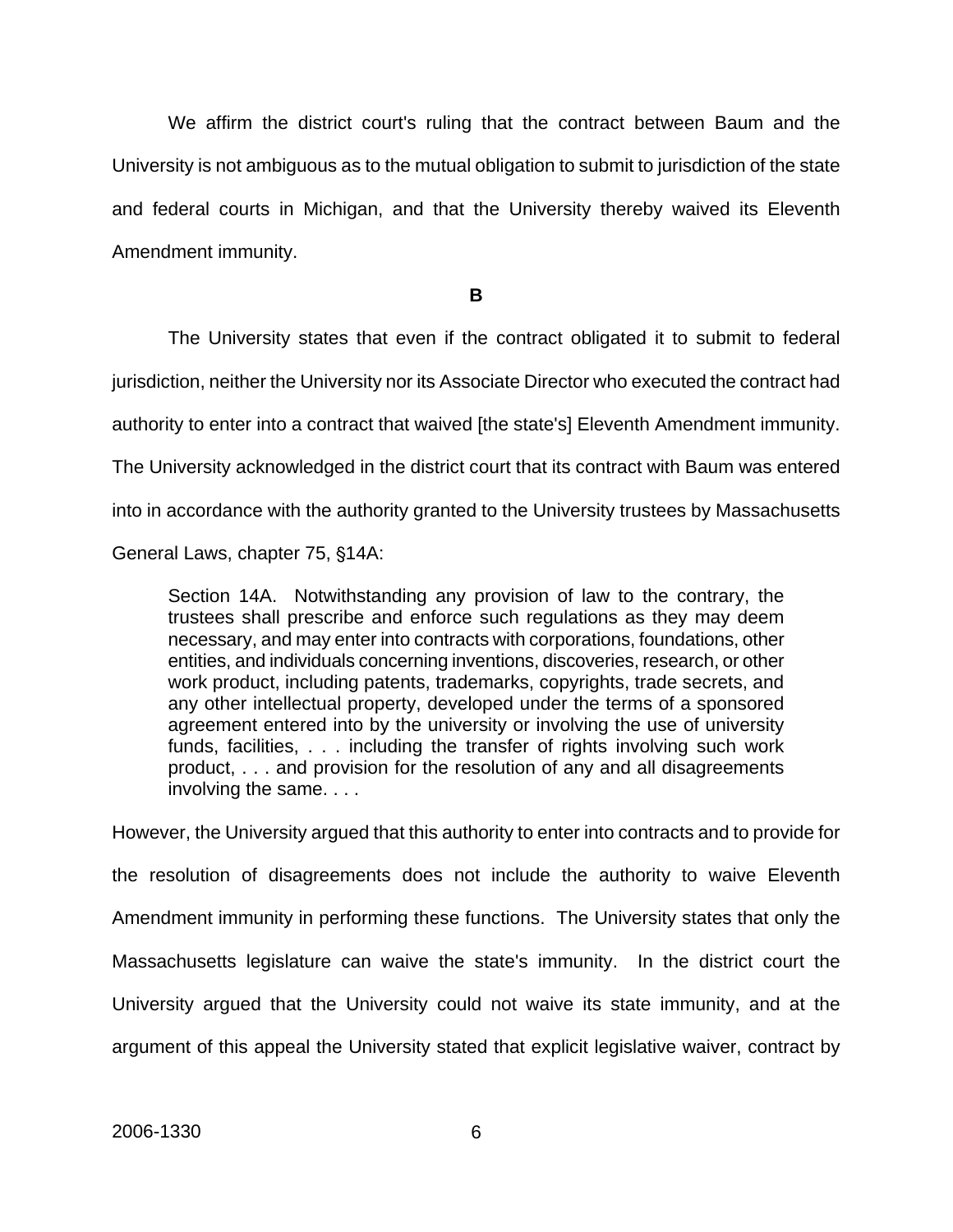We affirm the district court's ruling that the contract between Baum and the University is not ambiguous as to the mutual obligation to submit to jurisdiction of the state and federal courts in Michigan, and that the University thereby waived its Eleventh Amendment immunity.

**B**

The University states that even if the contract obligated it to submit to federal jurisdiction, neither the University nor its Associate Director who executed the contract had authority to enter into a contract that waived [the state's] Eleventh Amendment immunity. The University acknowledged in the district court that its contract with Baum was entered into in accordance with the authority granted to the University trustees by Massachusetts General Laws, chapter 75, §14A:

> Section 14A. Notwithstanding any provision of law to the contrary, the trustees shall prescribe and enforce such regulations as they may deem necessary, and may enter into contracts with corporations, foundations, other entities, and individuals concerning inventions, discoveries, research, or other work product, including patents, trademarks, copyrights, trade secrets, and any other intellectual property, developed under the terms of a sponsored agreement entered into by the university or involving the use of university funds, facilities, . . . including the transfer of rights involving such work product, . . . and provision for the resolution of any and all disagreements involving the same. . . .

However, the University argued that this authority to enter into contracts and to provide for the resolution of disagreements does not include the authority to waive Eleventh Amendment immunity in performing these functions. The University states that only the Massachusetts legislature can waive the state's immunity. In the district court the University argued that the University could not waive its state immunity, and at the argument of this appeal the University stated that explicit legislative waiver, contract by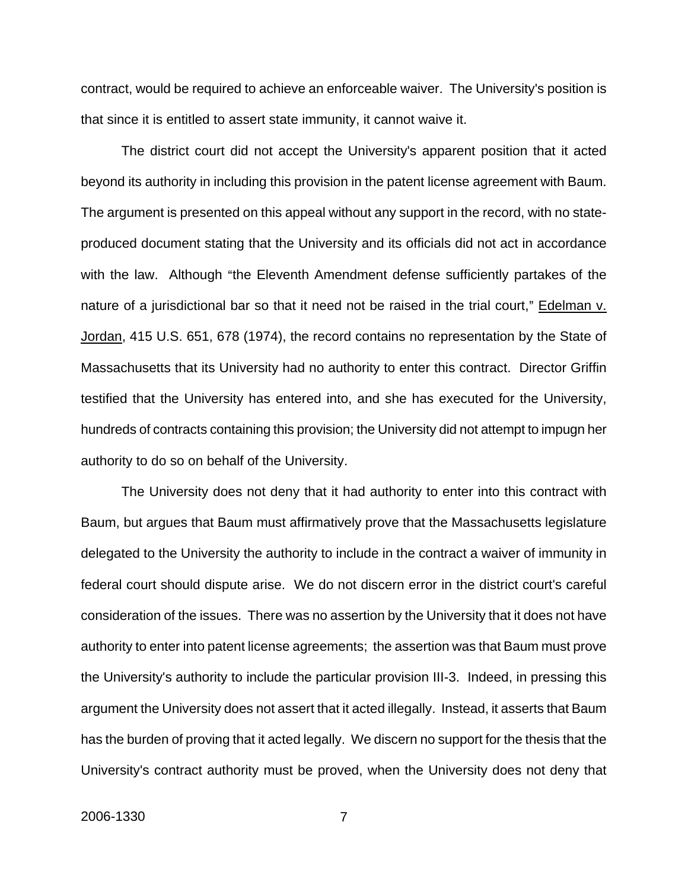contract, would be required to achieve an enforceable waiver. The University's position is that since it is entitled to assert state immunity, it cannot waive it.

The district court did not accept the University's apparent position that it acted beyond its authority in including this provision in the patent license agreement with Baum. The argument is presented on this appeal without any support in the record, with no state-produced document stating that the University and its officials did not act in accordance with the law. Although "the Eleventh Amendment defense sufficiently partakes of the nature of a jurisdictional bar so that it need not be raised in the trial court," Edelman v. Jordan, 415 U.S. 651, 678 (1974), the record contains no representation by the State of Massachusetts that its University had no authority to enter this contract. Director Griffin testified that the University has entered into, and she has executed for the University, hundreds of contracts containing this provision; the University did not attempt to impugn her authority to do so on behalf of the University.

The University does not deny that it had authority to enter into this contract with Baum, but argues that Baum must affirmatively prove that the Massachusetts legislature delegated to the University the authority to include in the contract a waiver of immunity in federal court should dispute arise. We do not discern error in the district court's careful consideration of the issues. There was no assertion by the University that it does not have authority to enter into patent license agreements; the assertion was that Baum must prove the University's authority to include the particular provision III-3. Indeed, in pressing this argument the University does not assert that it acted illegally. Instead, it asserts that Baum has the burden of proving that it acted legally. We discern no support for the thesis that the University's contract authority must be proved, when the University does not deny that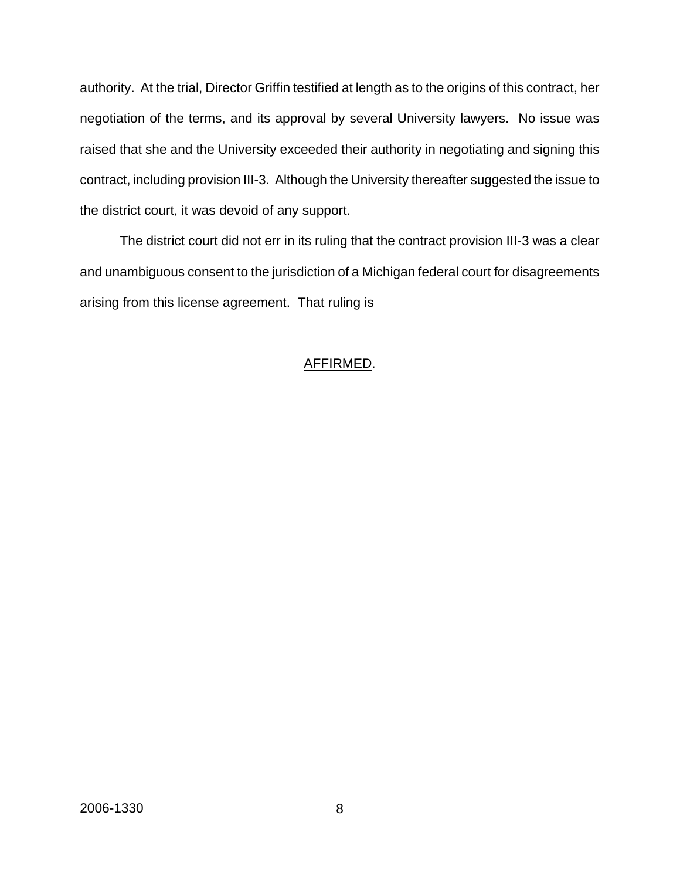authority. At the trial, Director Griffin testified at length as to the origins of this contract, her negotiation of the terms, and its approval by several University lawyers. No issue was raised that she and the University exceeded their authority in negotiating and signing this contract, including provision III-3. Although the University thereafter suggested the issue to the district court, it was devoid of any support.

The district court did not err in its ruling that the contract provision III-3 was a clear and unambiguous consent to the jurisdiction of a Michigan federal court for disagreements arising from this license agreement. That ruling is

AFFIRMED.